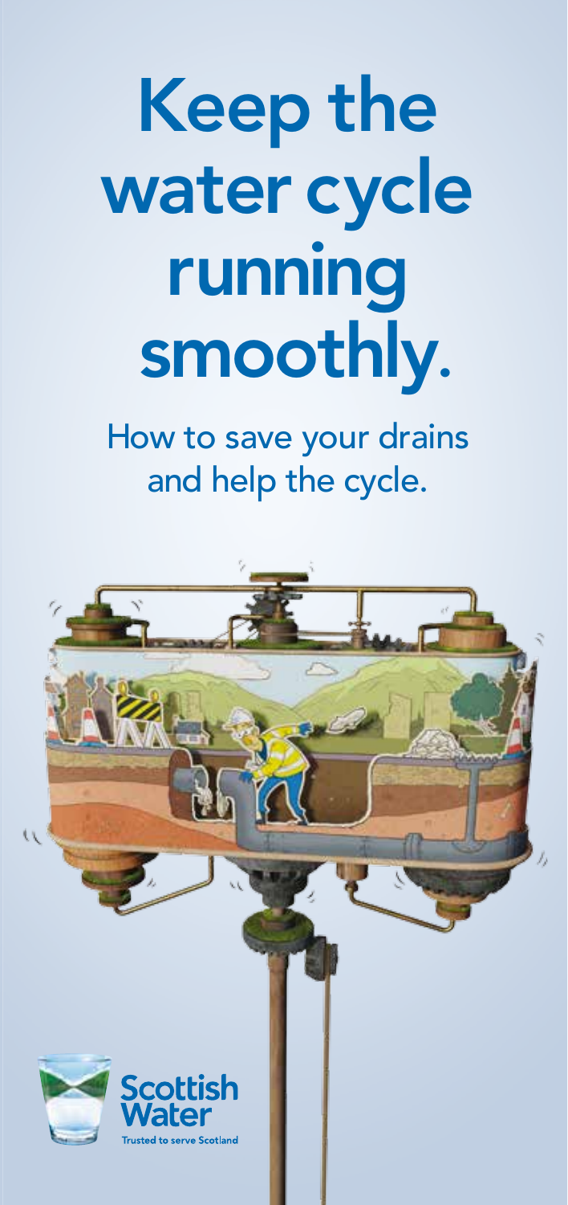# Keep the water cycle running smoothly.

How to save your drains and help the cycle.

Scottish Water

Trusted to serve Scotland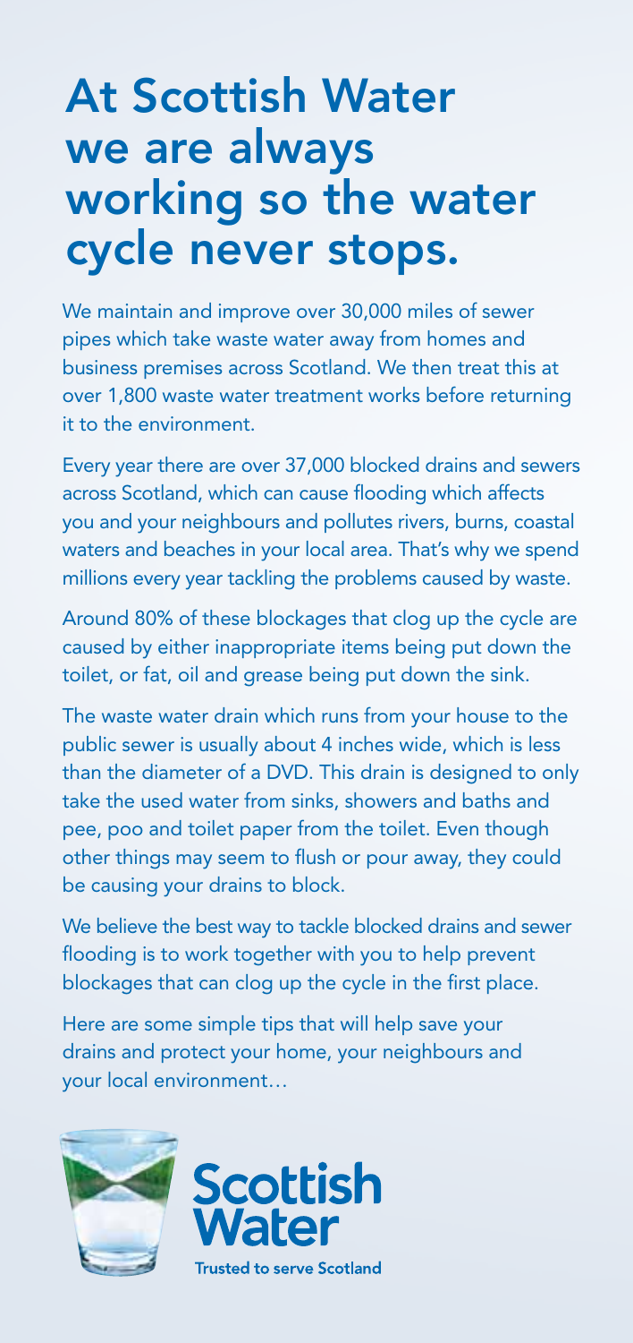# At Scottish Water we are always working so the water cycle never stops.

We maintain and improve over 30,000 miles of sewer pipes which take waste water away from homes and business premises across Scotland. We then treat this at over 1,800 waste water treatment works before returning it to the environment.

Every year there are over 37,000 blocked drains and sewers across Scotland, which can cause flooding which affects you and your neighbours and pollutes rivers, burns, coastal waters and beaches in your local area. That's why we spend millions every year tackling the problems caused by waste.

Around 80% of these blockages that clog up the cycle are caused by either inappropriate items being put down the toilet, or fat, oil and grease being put down the sink.

The waste water drain which runs from your house to the public sewer is usually about 4 inches wide, which is less than the diameter of a DVD. This drain is designed to only take the used water from sinks, showers and baths and pee, poo and toilet paper from the toilet. Even though other things may seem to flush or pour away, they could be causing your drains to block.

We believe the best way to tackle blocked drains and sewer flooding is to work together with you to help prevent blockages that can clog up the cycle in the first place.

Here are some simple tips that will help save your drains and protect your home, your neighbours and your local environment…

Scottish Water

Trusted to serve Scotland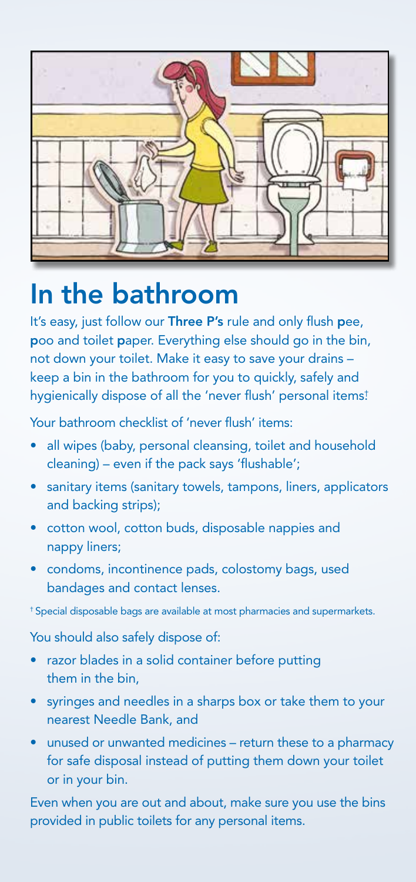# In the bathroom

It's easy, just follow our **Three P's** rule and only flush **p**ee, **p**oo and toilet **p**aper. Everything else should go in the bin, not down your toilet. Make it easy to save your drains – keep a bin in the bathroom for you to quickly, safely and hygienically dispose of all the 'never flush' personal items.†

Your bathroom checklist of 'never flush' items:

- all wipes (baby, personal cleansing, toilet and household cleaning) – even if the pack says 'flushable';
- sanitary items (sanitary towels, tampons, liners, applicators and backing strips);
- cotton wool, cotton buds, disposable nappies and nappy liners;
- condoms, incontinence pads, colostomy bags, used bandages and contact lenses.

† Special disposable bags are available at most pharmacies and supermarkets.

You should also safely dispose of:

- razor blades in a solid container before putting them in the bin,
- syringes and needles in a sharps box or take them to your nearest Needle Bank, and
- unused or unwanted medicines – return these to a pharmacy for safe disposal instead of putting them down your toilet or in your bin.

Even when you are out and about, make sure you use the bins provided in public toilets for any personal items.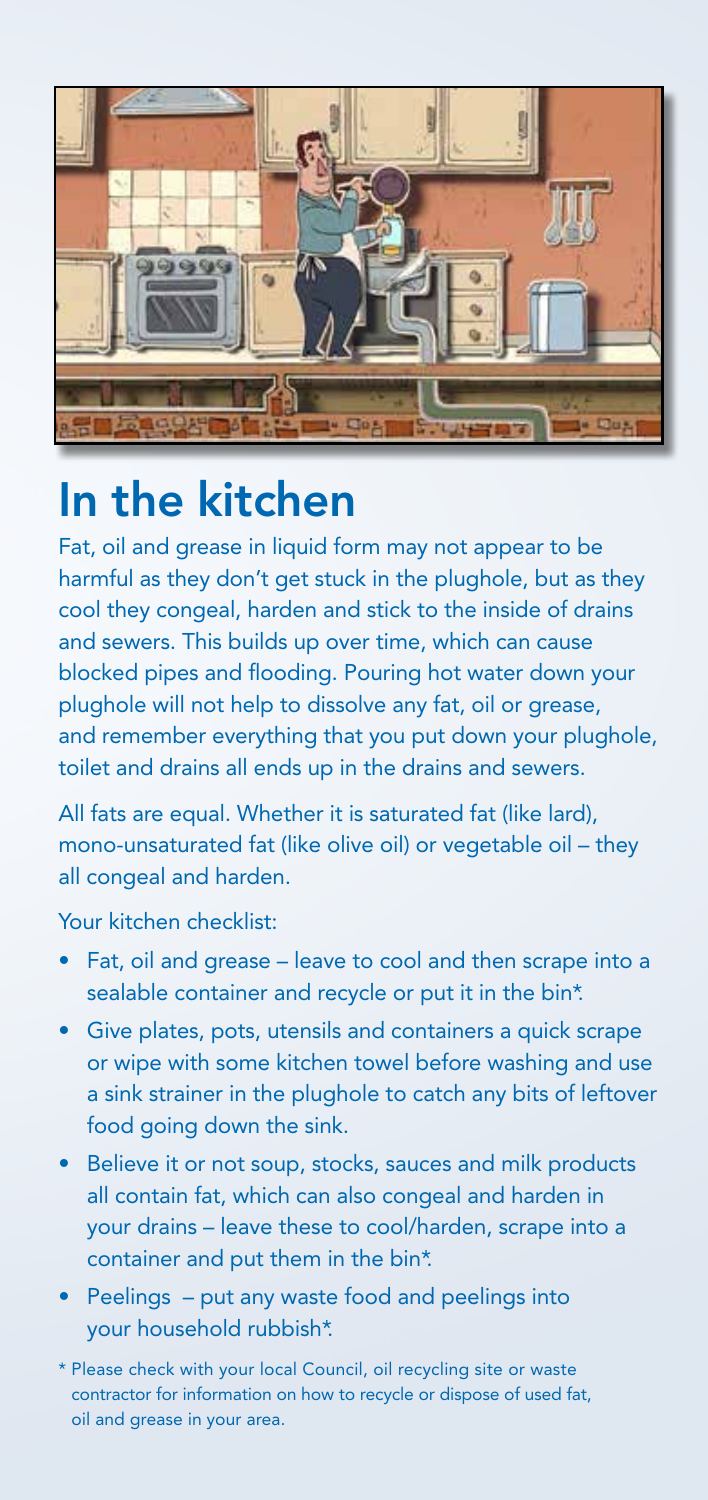# In the kitchen

Fat, oil and grease in liquid form may not appear to be harmful as they don't get stuck in the plughole, but as they cool they congeal, harden and stick to the inside of drains and sewers. This builds up over time, which can cause blocked pipes and flooding. Pouring hot water down your plughole will not help to dissolve any fat, oil or grease, and remember everything that you put down your plughole, toilet and drains all ends up in the drains and sewers.

All fats are equal. Whether it is saturated fat (like lard), mono-unsaturated fat (like olive oil) or vegetable oil – they all congeal and harden.

Your kitchen checklist:

- Fat, oil and grease – leave to cool and then scrape into a sealable container and recycle or put it in the bin*.
- Give plates, pots, utensils and containers a quick scrape or wipe with some kitchen towel before washing and use a sink strainer in the plughole to catch any bits of leftover food going down the sink.
- Believe it or not soup, stocks, sauces and milk products all contain fat, which can also congeal and harden in your drains – leave these to cool/harden, scrape into a container and put them in the bin*.
- Peelings – put any waste food and peelings into your household rubbish*.

* Please check with your local Council, oil recycling site or waste contractor for information on how to recycle or dispose of used fat, oil and grease in your area.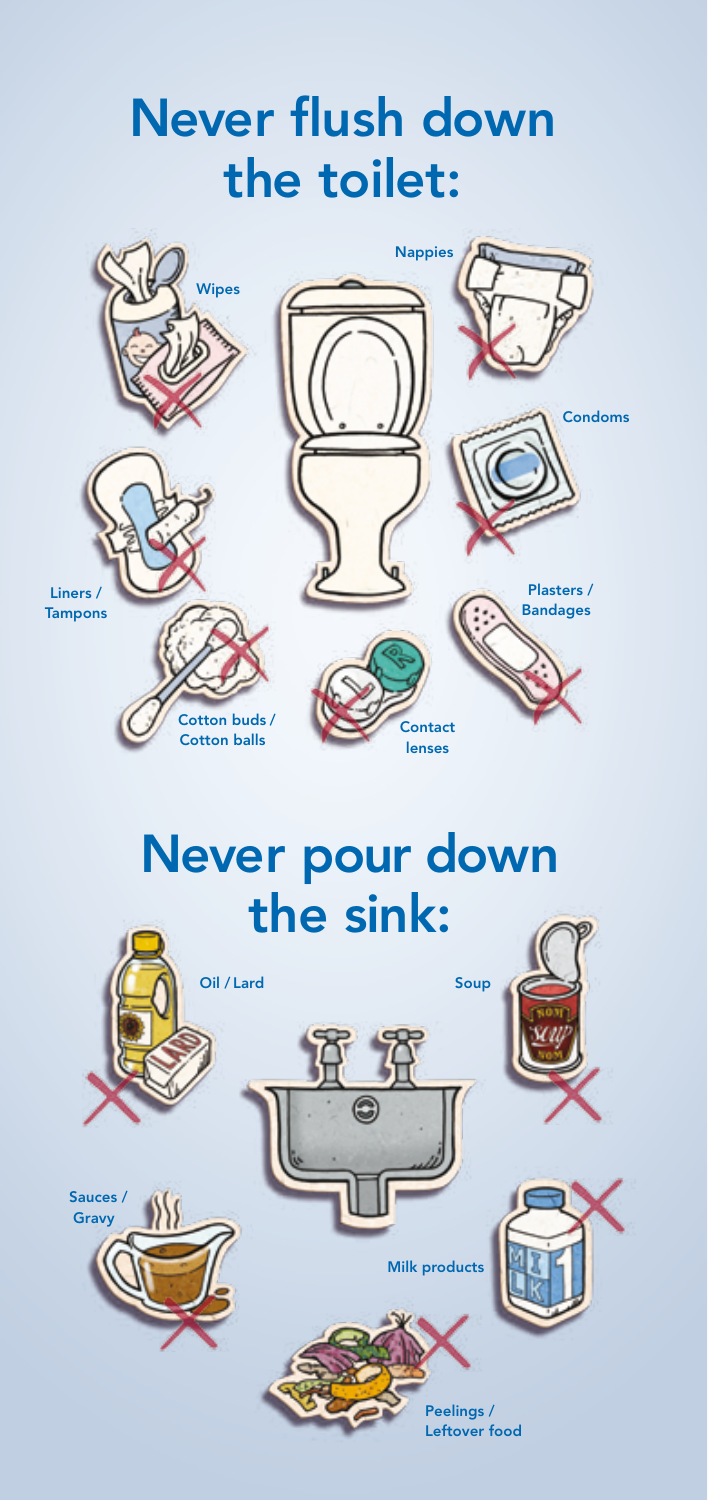# Never flush down the toilet:

- Wipes
- Nappies
- Condoms
- Liners / Tampons
- Plasters / Bandages
- Cotton buds / Cotton balls
- Contact lenses

# Never pour down the sink:

- Oil / Lard
- Soup
- Sauces / Gravy
- Milk products
- Peelings / Leftover food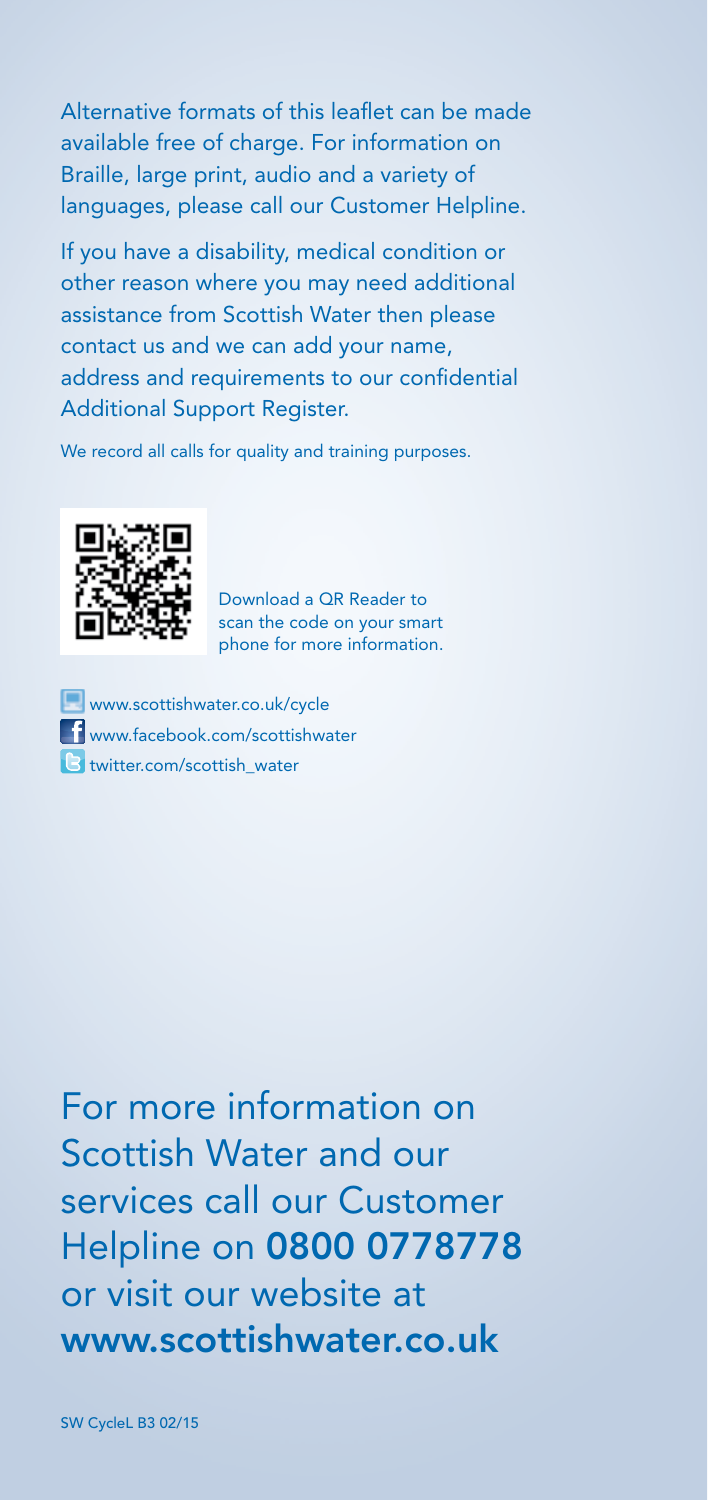Alternative formats of this leaflet can be made available free of charge. For information on Braille, large print, audio and a variety of languages, please call our Customer Helpline.

If you have a disability, medical condition or other reason where you may need additional assistance from Scottish Water then please contact us and we can add your name, address and requirements to our confidential Additional Support Register.

We record all calls for quality and training purposes.

Download a QR Reader to scan the code on your smart phone for more information.

www.scottishwater.co.uk/cycle
www.facebook.com/scottishwater
twitter.com/scottish_water

For more information on Scottish Water and our services call our Customer Helpline on **0800 0778778** or visit our website at **www.scottishwater.co.uk**

SW CycleL B3 02/15